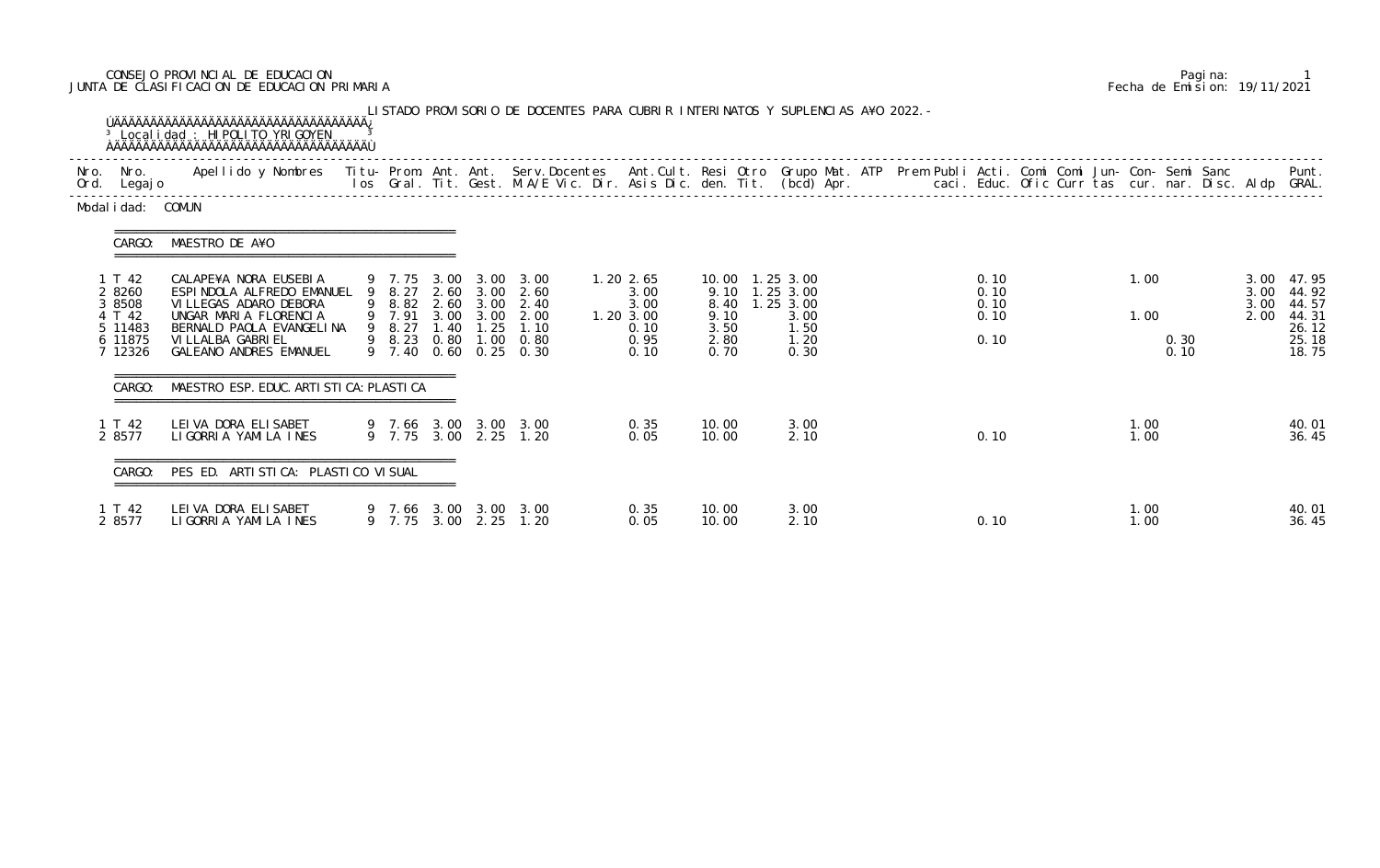CONSEJO PROVINCIAL DE EDUCACION
JUNTA DE CLASIFICACION DE EDUCACION PRIMARIA

Pagina: 1
Fecha de Emision: 19/11/2021

LISTADO PROVISORIO DE DOCENTES PARA CUBRIR INTERINATOS Y SUPLENCIAS A¥O 2022.-

Localidad : HIPOLITO YRIGOYEN

Modalidad: COMUN

CARGO: MAESTRO DE A¥O

| Nro. Ord. | Nro. Legajo | Apellido y Nombres | Titu-los | Prom. Gral. | Ant. Tit. | Ant. Gest. | Serv.Docentes M.A/E Vic. Dir. | Ant.Cult. Asis Dic. | Resi den. | Otro Tit. | Grupo Mat. (bcd) | ATP Apr. | Prem | Publi caci. | Acti. Educ. | Comi Ofic | Comi Curr | Jun-tas | Con-cur. | Semi nar. | Sanc Disc. | Aldp | Punt. GRAL. |
|---|---|---|---|---|---|---|---|---|---|---|---|---|---|---|---|---|---|---|---|---|---|---|---|
| 1 | T 42 | CALAPE¥A NORA EUSEBIA | 9 | 7.75 | 3.00 | 3.00 | 3.00 | 1.20 2.65 | 10.00 | 1.25 | 3.00 | | | | 0.10 | | | | 1.00 | | | 3.00 | 47.95 |
| 2 | 8260 | ESPINDOLA ALFREDO EMANUEL | 9 | 8.27 | 2.60 | 3.00 | 2.60 | 3.00 | 9.10 | 1.25 | 3.00 | | | | 0.10 | | | | | | | 3.00 | 44.92 |
| 3 | 8508 | VILLEGAS ADARO DEBORA | 9 | 8.82 | 2.60 | 3.00 | 2.40 | 3.00 | 8.40 | 1.25 | 3.00 | | | | 0.10 | | | | | | | 3.00 | 44.57 |
| 4 | T 42 | UNGAR MARIA FLORENCIA | 9 | 7.91 | 3.00 | 3.00 | 2.00 | 1.20 3.00 | 9.10 | | 3.00 | | | | 0.10 | | | | 1.00 | | | 2.00 | 44.31 |
| 5 | 11483 | BERNALD PAOLA EVANGELINA | 9 | 8.27 | 1.40 | 1.25 | 1.10 | 0.10 | 3.50 | | 1.50 | | | | | | | | | | | | 26.12 |
| 6 | 11875 | VILLALBA GABRIEL | 9 | 8.23 | 0.80 | 1.00 | 0.80 | 0.95 | 2.80 | | 1.20 | | | | 0.10 | | | | | 0.30 | | | 25.18 |
| 7 | 12326 | GALEANO ANDRES EMANUEL | 9 | 7.40 | 0.60 | 0.25 | 0.30 | 0.10 | 0.70 | | 0.30 | | | | | | | | | 0.10 | | | 18.75 |

CARGO: MAESTRO ESP. EDUC. ARTISTICA: PLASTICA

| Nro. Ord. | Nro. Legajo | Apellido y Nombres | Titu-los | Prom. Gral. | Ant. Tit. | Ant. Gest. | Serv.Docentes M.A/E Vic. Dir. | Ant.Cult. Asis Dic. | Resi den. | Otro Tit. | Grupo Mat. (bcd) | ATP Apr. | Prem | Publi caci. | Acti. Educ. | Comi Ofic | Comi Curr | Jun-tas | Con-cur. | Semi nar. | Sanc Disc. | Aldp | Punt. GRAL. |
|---|---|---|---|---|---|---|---|---|---|---|---|---|---|---|---|---|---|---|---|---|---|---|---|
| 1 | T 42 | LEIVA DORA ELISABET | 9 | 7.66 | 3.00 | 3.00 | 3.00 | 0.35 | 10.00 | | 3.00 | | | | | | | | 1.00 | | | | 40.01 |
| 2 | 8577 | LIGORRIA YAMILA INES | 9 | 7.75 | 3.00 | 2.25 | 1.20 | 0.05 | 10.00 | | 2.10 | | | | 0.10 | | | | 1.00 | | | | 36.45 |

CARGO: PES ED. ARTISTICA: PLASTICO VISUAL

| Nro. Ord. | Nro. Legajo | Apellido y Nombres | Titu-los | Prom. Gral. | Ant. Tit. | Ant. Gest. | Serv.Docentes M.A/E Vic. Dir. | Ant.Cult. Asis Dic. | Resi den. | Otro Tit. | Grupo Mat. (bcd) | ATP Apr. | Prem | Publi caci. | Acti. Educ. | Comi Ofic | Comi Curr | Jun-tas | Con-cur. | Semi nar. | Sanc Disc. | Aldp | Punt. GRAL. |
|---|---|---|---|---|---|---|---|---|---|---|---|---|---|---|---|---|---|---|---|---|---|---|---|
| 1 | T 42 | LEIVA DORA ELISABET | 9 | 7.66 | 3.00 | 3.00 | 3.00 | 0.35 | 10.00 | | 3.00 | | | | | | | | 1.00 | | | | 40.01 |
| 2 | 8577 | LIGORRIA YAMILA INES | 9 | 7.75 | 3.00 | 2.25 | 1.20 | 0.05 | 10.00 | | 2.10 | | | | 0.10 | | | | 1.00 | | | | 36.45 |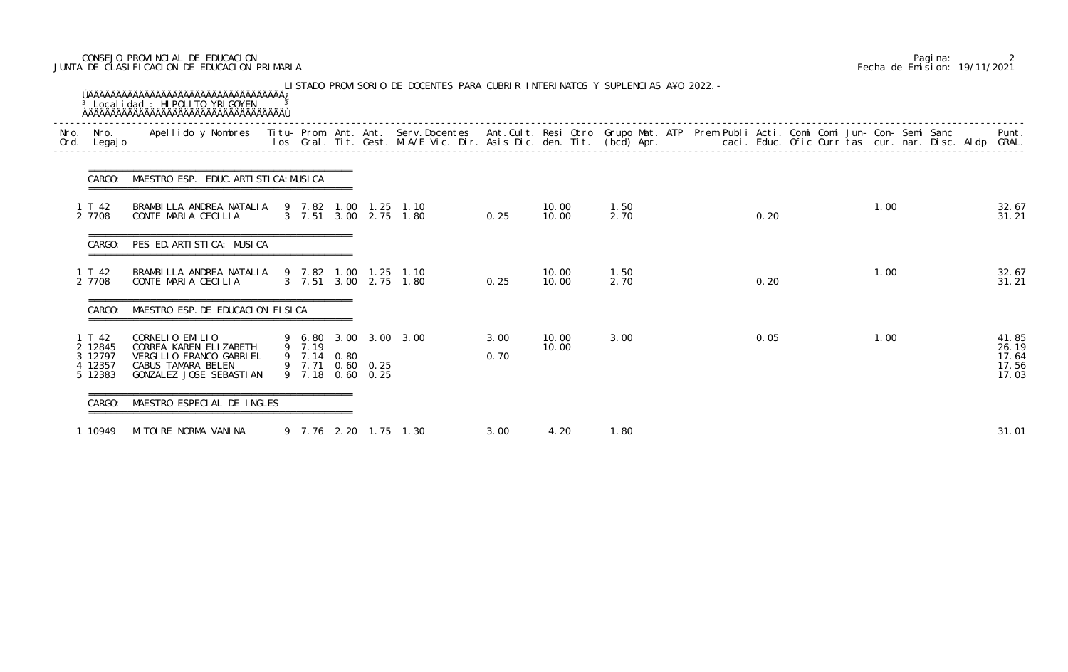CONSEJO PROVINCIAL DE EDUCACION
JUNTA DE CLASIFICACION DE EDUCACION PRIMARIA

Pagina: 2
Fecha de Emision: 19/11/2021

LISTADO PROVISORIO DE DOCENTES PARA CUBRIR INTERINATOS Y SUPLENCIAS A¥O 2022.-

Localidad : HIPOLITO YRIGOYEN

| Nro. Ord. | Nro. Legajo | Apellido y Nombres | Titu-los | Prom. Gral. | Ant. Tit. | Ant. Gest. | Serv.Docentes M.A/E Vic. Dir. | Ant.Cult. Asis Dic. | Resi den. | Otro Tit. | Grupo Mat. (bcd) | ATP Apr. | Prem | Publi caci. | Acti. Educ. | Comi Ofic | Comi Curr | Jun-tas | Con-cur. | Semi nar. | Sanc Disc. | Aldp | Punt. GRAL. |
|---|---|---|---|---|---|---|---|---|---|---|---|---|---|---|---|---|---|---|---|---|---|---|---|
| **CARGO: MAESTRO ESP. EDUC. ARTISTICA: MUSICA** | | | | | | | | | | | | | | | | | | | | | | | |
| 1 | T 42 | BRAMBILLA ANDREA NATALIA | 9 | 7.82 | 1.00 | 1.25 | 1.10 | | 10.00 | | 1.50 | | | | | | | | 1.00 | | | | 32.67 |
| 2 | 7708 | CONTE MARIA CECILIA | 3 | 7.51 | 3.00 | 2.75 | 1.80 | 0.25 | 10.00 | | 2.70 | | | | 0.20 | | | | | | | | 31.21 |
| **CARGO: PES ED.ARTISTICA: MUSICA** | | | | | | | | | | | | | | | | | | | | | | | |
| 1 | T 42 | BRAMBILLA ANDREA NATALIA | 9 | 7.82 | 1.00 | 1.25 | 1.10 | | 10.00 | | 1.50 | | | | | | | | 1.00 | | | | 32.67 |
| 2 | 7708 | CONTE MARIA CECILIA | 3 | 7.51 | 3.00 | 2.75 | 1.80 | 0.25 | 10.00 | | 2.70 | | | | 0.20 | | | | | | | | 31.21 |
| **CARGO: MAESTRO ESP.DE EDUCACION FISICA** | | | | | | | | | | | | | | | | | | | | | | | |
| 1 | T 42 | CORNELIO EMILIO | 9 | 6.80 | 3.00 | 3.00 | 3.00 | 3.00 | 10.00 | | 3.00 | | | | 0.05 | | | | 1.00 | | | | 41.85 |
| 2 | 12845 | CORREA KAREN ELIZABETH | 9 | 7.19 | | | | | 10.00 | | | | | | | | | | | | | | 26.19 |
| 3 | 12797 | VERGILIO FRANCO GABRIEL | 9 | 7.14 | 0.80 | | | 0.70 | | | | | | | | | | | | | | | 17.64 |
| 4 | 12357 | CABUS TAMARA BELEN | 9 | 7.71 | 0.60 | 0.25 | | | | | | | | | | | | | | | | | 17.56 |
| 5 | 12383 | GONZALEZ JOSE SEBASTIAN | 9 | 7.18 | 0.60 | 0.25 | | | | | | | | | | | | | | | | | 17.03 |
| **CARGO: MAESTRO ESPECIAL DE INGLES** | | | | | | | | | | | | | | | | | | | | | | | |
| 1 | 10949 | MITOIRE NORMA VANINA | 9 | 7.76 | 2.20 | 1.75 | 1.30 | 3.00 | 4.20 | | 1.80 | | | | | | | | | | | | 31.01 |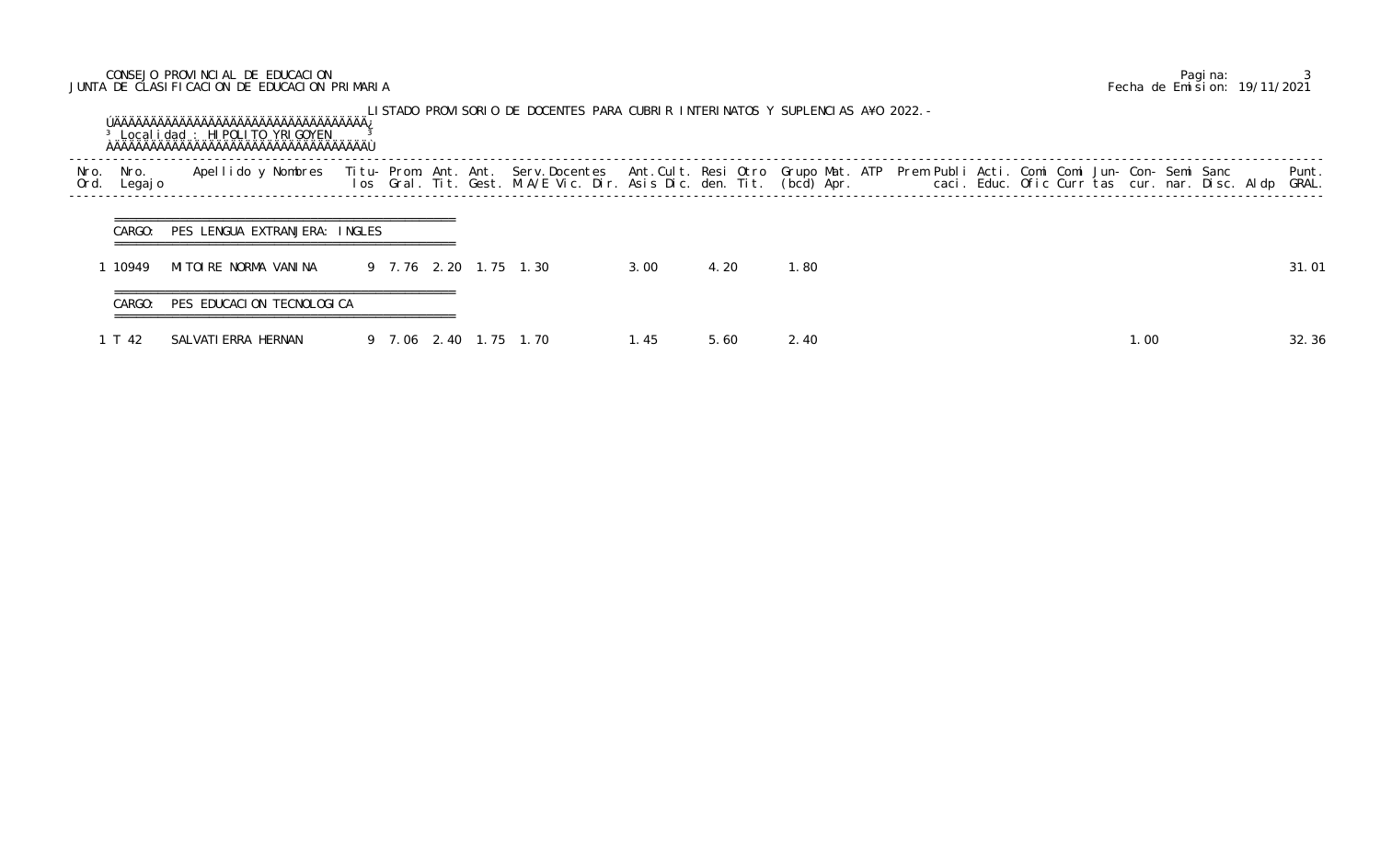CONSEJO PROVINCIAL DE EDUCACION
JUNTA DE CLASIFICACION DE EDUCACION PRIMARIA

Fecha de Emision: 19/11/2021

LISTADO PROVISORIO DE DOCENTES PARA CUBRIR INTERINATOS Y SUPLENCIAS AÑO 2022.-

Localidad : HIPOLITO YRIGOYEN

| Nro. Ord. | Nro. Legajo | Apellido y Nombres | Titulos | Prom. Gral. | Ant. Tit. | Ant. Gest. | Serv. Docentes M.A/E Vic. Dir. | Ant. Cult. Asis Dic. | Resi den. | Otro Tit. | Grupo (bcd) | Mat. Apr. | ATP | Prem | Publi caci. | Acti. Educ. | Comi Ofic | Comi Curr | Jun- tas | Con- cur. | Semi nar. | Sanc Disc. | Aldp | Punt. GRAL. |
|---|---|---|---|---|---|---|---|---|---|---|---|---|---|---|---|---|---|---|---|---|---|---|---|---|
| **CARGO: PES LENGUA EXTRANJERA: INGLES** | | | | | | | | | | | | | | | | | | | | | | | | |
| 1 | 10949 | MITOIRE NORMA VANINA | 9 | 7.76 | 2.20 | 1.75 | 1.30 | 3.00 | 4.20 | 1.80 | | | | | | | | | | | | | | 31.01 |
| **CARGO: PES EDUCACION TECNOLOGICA** | | | | | | | | | | | | | | | | | | | | | | | | |
| 1 | T 42 | SALVATIERRA HERNAN | 9 | 7.06 | 2.40 | 1.75 | 1.70 | 1.45 | 5.60 | 2.40 | | | | | | | | | | 1.00 | | | | 32.36 |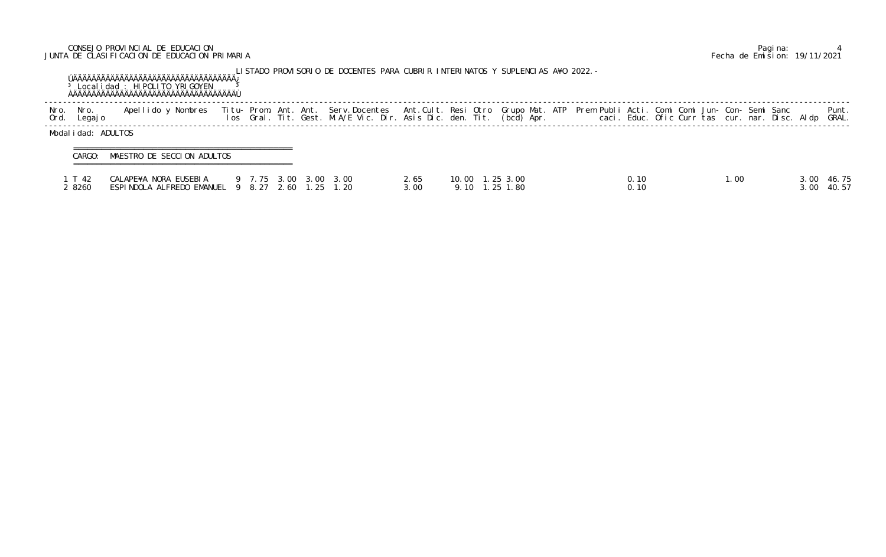CONSEJO PROVINCIAL DE EDUCACION
JUNTA DE CLASIFICACION DE EDUCACION PRIMARIA

Fecha de Emision: 19/11/2021

LISTADO PROVISORIO DE DOCENTES PARA CUBRIR INTERINATOS Y SUPLENCIAS A¥O 2022.-

Localidad : HIPOLITO YRIGOYEN

Modalidad: ADULTOS

CARGO: MAESTRO DE SECCION ADULTOS

| Nro. Ord. | Nro. Legajo | Apellido y Nombres | Titu- los | Prom. Gral. | Ant. Tit. | Ant. Gest. | Serv. Docentes M.A/E | Vic. | Dir. | Ant.Cult. Asis | Resi Dic. | Otro den. | Grupo Tit. | Mat. (bcd) | ATP Apr. | Prem | Publi caci. | Acti. Educ. | Comi Ofic | Comi Curr | Jun- tas | Con- cur. | Semi nar. | Sanc Disc. | Aldp | Punt. GRAL. |
|---|---|---|---|---|---|---|---|---|---|---|---|---|---|---|---|---|---|---|---|---|---|---|---|---|---|---|
| 1 | T 42 | CALAPE¥A NORA EUSEBIA | 9 | 7.75 | 3.00 | 3.00 | 3.00 | | | 2.65 | 10.00 | | 1.25 | 3.00 | | | | 0.10 | | | | 1.00 | | | 3.00 | 46.75 |
| 2 | 8260 | ESPINDOLA ALFREDO EMANUEL | 9 | 8.27 | 2.60 | 1.25 | 1.20 | | | 3.00 | 9.10 | | 1.25 | 1.80 | | | | 0.10 | | | | | | | 3.00 | 40.57 |